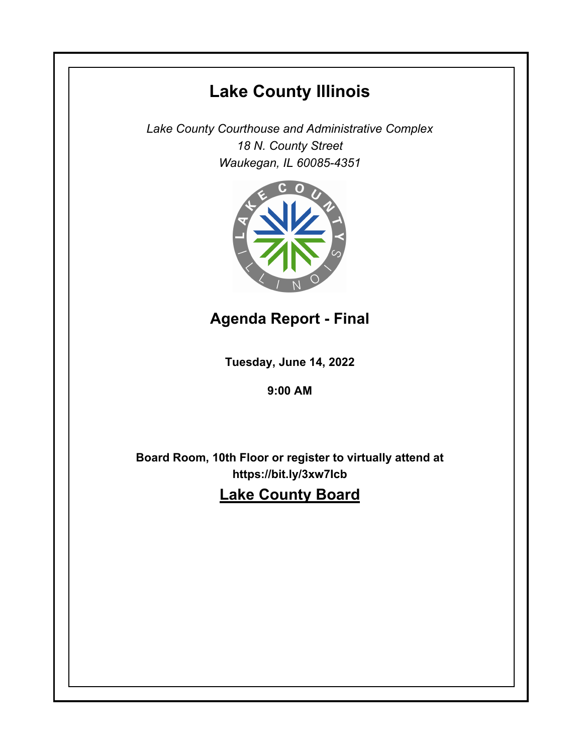# Lake County Illinois

*Lake County Courthouse and Administrative Complex*
*18 N. County Street*
*Waukegan, IL 60085-4351*

## Agenda Report - Final

**Tuesday, June 14, 2022**

**9:00 AM**

**Board Room, 10th Floor or register to virtually attend at https://bit.ly/3xw7lcb**

## Lake County Board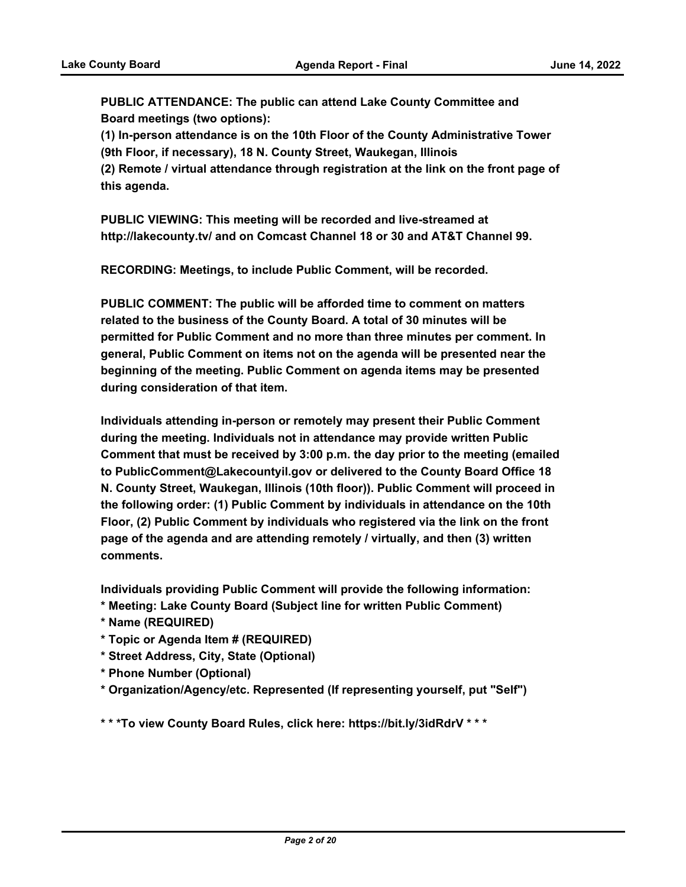**PUBLIC ATTENDANCE: The public can attend Lake County Committee and Board meetings (two options):**

**(1) In-person attendance is on the 10th Floor of the County Administrative Tower (9th Floor, if necessary), 18 N. County Street, Waukegan, Illinois**

**(2) Remote / virtual attendance through registration at the link on the front page of this agenda.**

**PUBLIC VIEWING: This meeting will be recorded and live-streamed at http://lakecounty.tv/ and on Comcast Channel 18 or 30 and AT&T Channel 99.**

**RECORDING: Meetings, to include Public Comment, will be recorded.**

**PUBLIC COMMENT: The public will be afforded time to comment on matters related to the business of the County Board. A total of 30 minutes will be permitted for Public Comment and no more than three minutes per comment. In general, Public Comment on items not on the agenda will be presented near the beginning of the meeting. Public Comment on agenda items may be presented during consideration of that item.**

**Individuals attending in-person or remotely may present their Public Comment during the meeting. Individuals not in attendance may provide written Public Comment that must be received by 3:00 p.m. the day prior to the meeting (emailed to PublicComment@Lakecountyil.gov or delivered to the County Board Office 18 N. County Street, Waukegan, Illinois (10th floor)). Public Comment will proceed in the following order: (1) Public Comment by individuals in attendance on the 10th Floor, (2) Public Comment by individuals who registered via the link on the front page of the agenda and are attending remotely / virtually, and then (3) written comments.**

**Individuals providing Public Comment will provide the following information:**

- **Meeting: Lake County Board (Subject line for written Public Comment)**
- **Name (REQUIRED)**
- **Topic or Agenda Item # (REQUIRED)**
- **Street Address, City, State (Optional)**
- **Phone Number (Optional)**
- **Organization/Agency/etc. Represented (If representing yourself, put "Self")**

**\* \* \*To view County Board Rules, click here: https://bit.ly/3idRdrV \* \* \***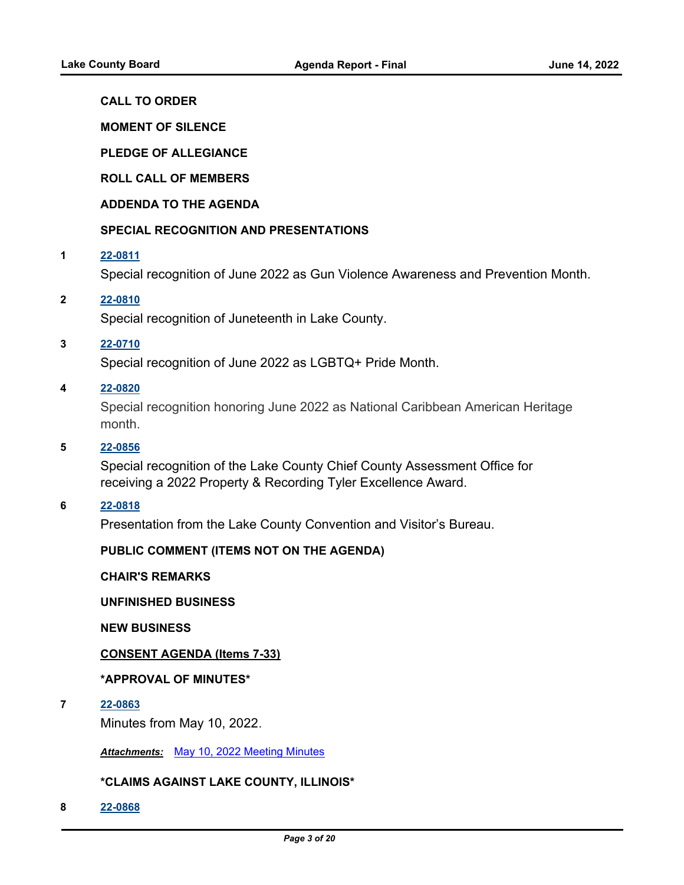**CALL TO ORDER**

**MOMENT OF SILENCE**

**PLEDGE OF ALLEGIANCE**

**ROLL CALL OF MEMBERS**

**ADDENDA TO THE AGENDA**

**SPECIAL RECOGNITION AND PRESENTATIONS**

**1** [22-0811]

Special recognition of June 2022 as Gun Violence Awareness and Prevention Month.

**2** [22-0810]

Special recognition of Juneteenth in Lake County.

**3** [22-0710]

Special recognition of June 2022 as LGBTQ+ Pride Month.

**4** [22-0820]

Special recognition honoring June 2022 as National Caribbean American Heritage month.

**5** [22-0856]

Special recognition of the Lake County Chief County Assessment Office for receiving a 2022 Property & Recording Tyler Excellence Award.

**6** [22-0818]

Presentation from the Lake County Convention and Visitor's Bureau.

**PUBLIC COMMENT (ITEMS NOT ON THE AGENDA)**

**CHAIR'S REMARKS**

**UNFINISHED BUSINESS**

**NEW BUSINESS**

**CONSENT AGENDA (Items 7-33)**

**\*APPROVAL OF MINUTES\***

**7** [22-0863]

Minutes from May 10, 2022.

***Attachments:*** May 10, 2022 Meeting Minutes

**\*CLAIMS AGAINST LAKE COUNTY, ILLINOIS\***

**8** [22-0868]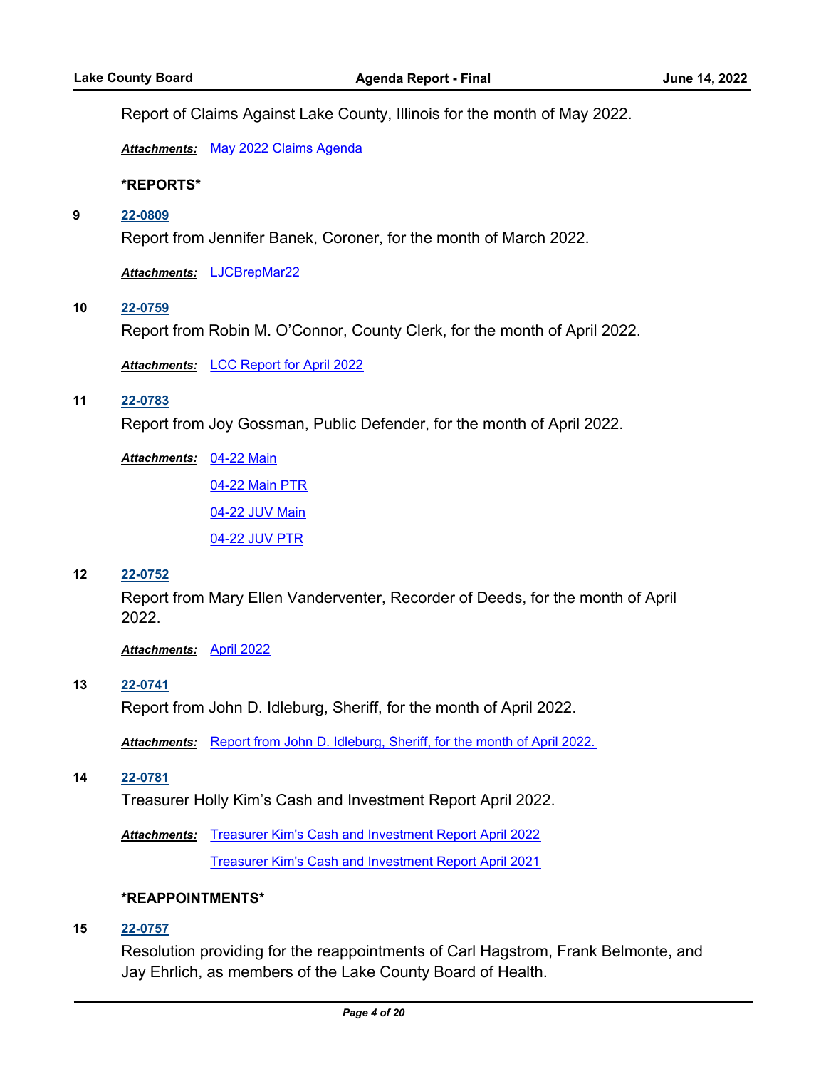Report of Claims Against Lake County, Illinois for the month of May 2022.

***Attachments:*** May 2022 Claims Agenda

**\*REPORTS\***

**9** **22-0809**

Report from Jennifer Banek, Coroner, for the month of March 2022.

***Attachments:*** LJCBrepMar22

**10** **22-0759**

Report from Robin M. O'Connor, County Clerk, for the month of April 2022.

***Attachments:*** LCC Report for April 2022

**11** **22-0783**

Report from Joy Gossman, Public Defender, for the month of April 2022.

***Attachments:*** 04-22 Main

04-22 Main PTR

04-22 JUV Main

04-22 JUV PTR

**12** **22-0752**

Report from Mary Ellen Vanderventer, Recorder of Deeds, for the month of April 2022.

***Attachments:*** April 2022

**13** **22-0741**

Report from John D. Idleburg, Sheriff, for the month of April 2022.

***Attachments:*** Report from John D. Idleburg, Sheriff, for the month of April 2022.

**14** **22-0781**

Treasurer Holly Kim's Cash and Investment Report April 2022.

***Attachments:*** Treasurer Kim's Cash and Investment Report April 2022

Treasurer Kim's Cash and Investment Report April 2021

**\*REAPPOINTMENTS\***

**15** **22-0757**

Resolution providing for the reappointments of Carl Hagstrom, Frank Belmonte, and Jay Ehrlich, as members of the Lake County Board of Health.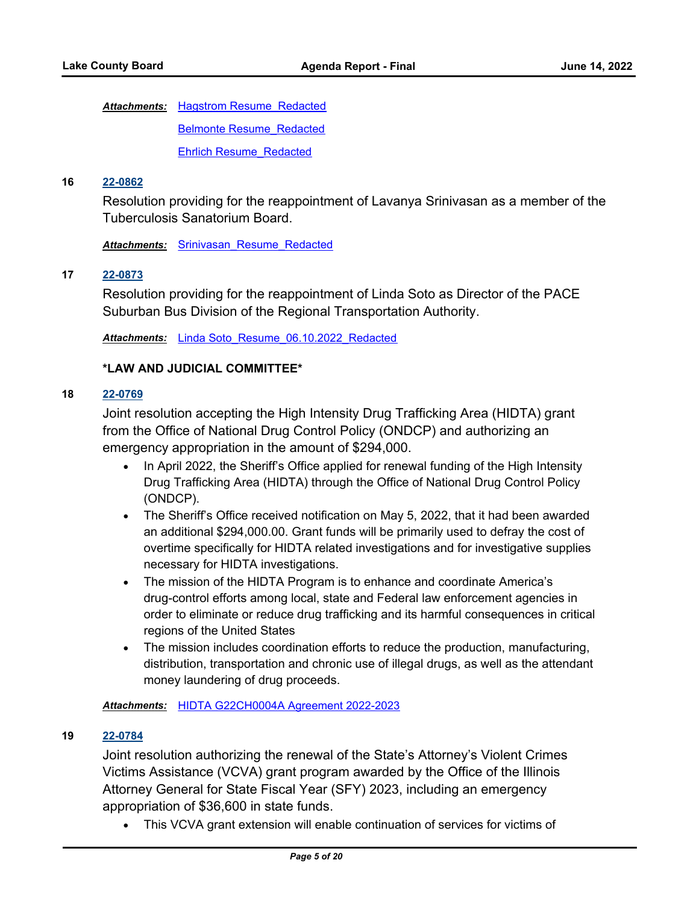***Attachments:*** Hagstrom Resume_Redacted

Belmonte Resume_Redacted

Ehrlich Resume_Redacted

**16** **22-0862**

Resolution providing for the reappointment of Lavanya Srinivasan as a member of the Tuberculosis Sanatorium Board.

***Attachments:*** Srinivasan_Resume_Redacted

**17** **22-0873**

Resolution providing for the reappointment of Linda Soto as Director of the PACE Suburban Bus Division of the Regional Transportation Authority.

***Attachments:*** Linda Soto_Resume_06.10.2022_Redacted

**\*LAW AND JUDICIAL COMMITTEE\***

**18** **22-0769**

Joint resolution accepting the High Intensity Drug Trafficking Area (HIDTA) grant from the Office of National Drug Control Policy (ONDCP) and authorizing an emergency appropriation in the amount of $294,000.

- In April 2022, the Sheriff's Office applied for renewal funding of the High Intensity Drug Trafficking Area (HIDTA) through the Office of National Drug Control Policy (ONDCP).
- The Sheriff's Office received notification on May 5, 2022, that it had been awarded an additional $294,000.00. Grant funds will be primarily used to defray the cost of overtime specifically for HIDTA related investigations and for investigative supplies necessary for HIDTA investigations.
- The mission of the HIDTA Program is to enhance and coordinate America's drug-control efforts among local, state and Federal law enforcement agencies in order to eliminate or reduce drug trafficking and its harmful consequences in critical regions of the United States
- The mission includes coordination efforts to reduce the production, manufacturing, distribution, transportation and chronic use of illegal drugs, as well as the attendant money laundering of drug proceeds.

***Attachments:*** HIDTA G22CH0004A Agreement 2022-2023

**19** **22-0784**

Joint resolution authorizing the renewal of the State's Attorney's Violent Crimes Victims Assistance (VCVA) grant program awarded by the Office of the Illinois Attorney General for State Fiscal Year (SFY) 2023, including an emergency appropriation of $36,600 in state funds.

- This VCVA grant extension will enable continuation of services for victims of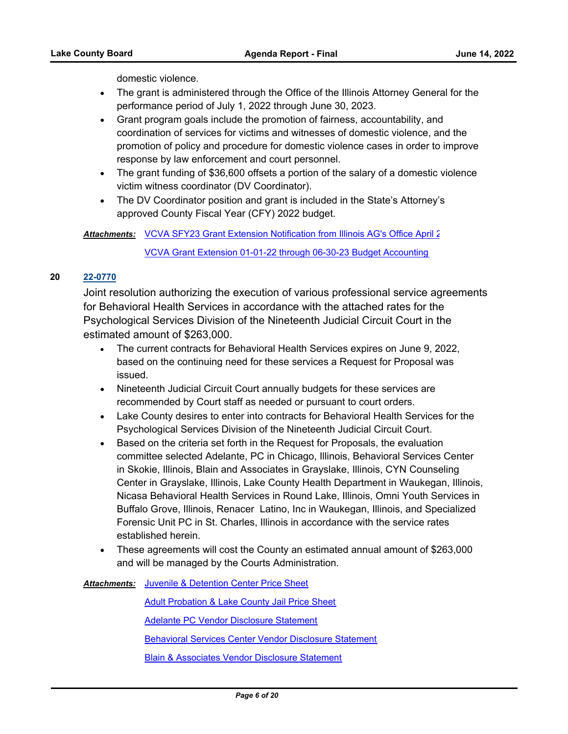domestic violence.

- The grant is administered through the Office of the Illinois Attorney General for the performance period of July 1, 2022 through June 30, 2023.
- Grant program goals include the promotion of fairness, accountability, and coordination of services for victims and witnesses of domestic violence, and the promotion of policy and procedure for domestic violence cases in order to improve response by law enforcement and court personnel.
- The grant funding of $36,600 offsets a portion of the salary of a domestic violence victim witness coordinator (DV Coordinator).
- The DV Coordinator position and grant is included in the State's Attorney's approved County Fiscal Year (CFY) 2022 budget.

***Attachments:*** VCVA SFY23 Grant Extension Notification from Illinois AG's Office April 2

VCVA Grant Extension 01-01-22 through 06-30-23 Budget Accounting

**20** **22-0770**

Joint resolution authorizing the execution of various professional service agreements for Behavioral Health Services in accordance with the attached rates for the Psychological Services Division of the Nineteenth Judicial Circuit Court in the estimated amount of $263,000.

- The current contracts for Behavioral Health Services expires on June 9, 2022, based on the continuing need for these services a Request for Proposal was issued.
- Nineteenth Judicial Circuit Court annually budgets for these services are recommended by Court staff as needed or pursuant to court orders.
- Lake County desires to enter into contracts for Behavioral Health Services for the Psychological Services Division of the Nineteenth Judicial Circuit Court.
- Based on the criteria set forth in the Request for Proposals, the evaluation committee selected Adelante, PC in Chicago, Illinois, Behavioral Services Center in Skokie, Illinois, Blain and Associates in Grayslake, Illinois, CYN Counseling Center in Grayslake, Illinois, Lake County Health Department in Waukegan, Illinois, Nicasa Behavioral Health Services in Round Lake, Illinois, Omni Youth Services in Buffalo Grove, Illinois, Renacer Latino, Inc in Waukegan, Illinois, and Specialized Forensic Unit PC in St. Charles, Illinois in accordance with the service rates established herein.
- These agreements will cost the County an estimated annual amount of $263,000 and will be managed by the Courts Administration.

***Attachments:*** Juvenile & Detention Center Price Sheet

Adult Probation & Lake County Jail Price Sheet

Adelante PC Vendor Disclosure Statement

Behavioral Services Center Vendor Disclosure Statement

Blain & Associates Vendor Disclosure Statement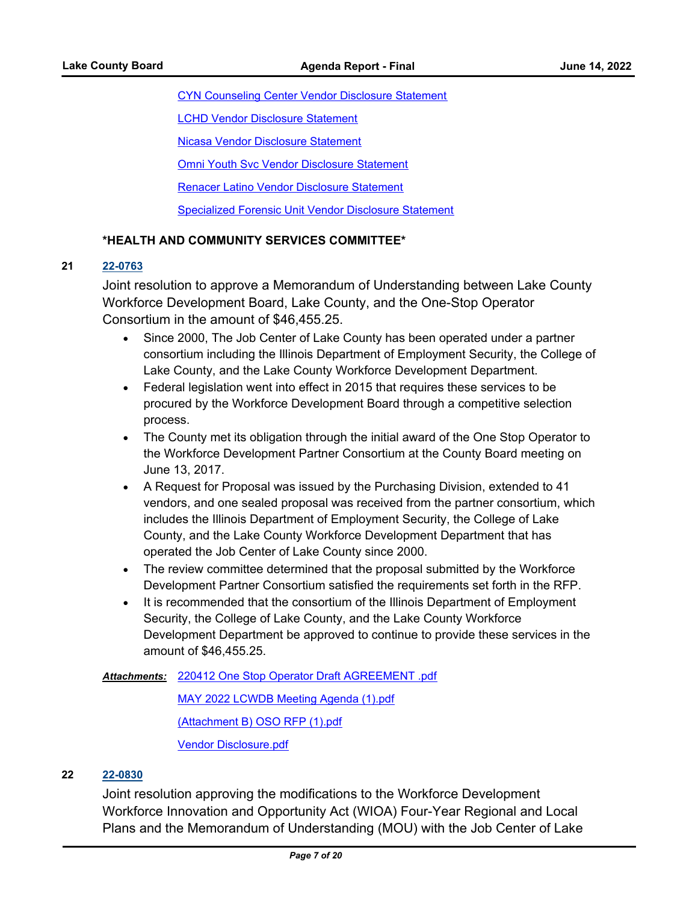CYN Counseling Center Vendor Disclosure Statement

LCHD Vendor Disclosure Statement

Nicasa Vendor Disclosure Statement

Omni Youth Svc Vendor Disclosure Statement

Renacer Latino Vendor Disclosure Statement

Specialized Forensic Unit Vendor Disclosure Statement

### *HEALTH AND COMMUNITY SERVICES COMMITTEE*

**21** **22-0763**

Joint resolution to approve a Memorandum of Understanding between Lake County Workforce Development Board, Lake County, and the One-Stop Operator Consortium in the amount of $46,455.25.

- Since 2000, The Job Center of Lake County has been operated under a partner consortium including the Illinois Department of Employment Security, the College of Lake County, and the Lake County Workforce Development Department.
- Federal legislation went into effect in 2015 that requires these services to be procured by the Workforce Development Board through a competitive selection process.
- The County met its obligation through the initial award of the One Stop Operator to the Workforce Development Partner Consortium at the County Board meeting on June 13, 2017.
- A Request for Proposal was issued by the Purchasing Division, extended to 41 vendors, and one sealed proposal was received from the partner consortium, which includes the Illinois Department of Employment Security, the College of Lake County, and the Lake County Workforce Development Department that has operated the Job Center of Lake County since 2000.
- The review committee determined that the proposal submitted by the Workforce Development Partner Consortium satisfied the requirements set forth in the RFP.
- It is recommended that the consortium of the Illinois Department of Employment Security, the College of Lake County, and the Lake County Workforce Development Department be approved to continue to provide these services in the amount of $46,455.25.

***Attachments:*** 220412 One Stop Operator Draft AGREEMENT .pdf

MAY 2022 LCWDB Meeting Agenda (1).pdf

(Attachment B) OSO RFP (1).pdf

Vendor Disclosure.pdf

**22** **22-0830**

Joint resolution approving the modifications to the Workforce Development Workforce Innovation and Opportunity Act (WIOA) Four-Year Regional and Local Plans and the Memorandum of Understanding (MOU) with the Job Center of Lake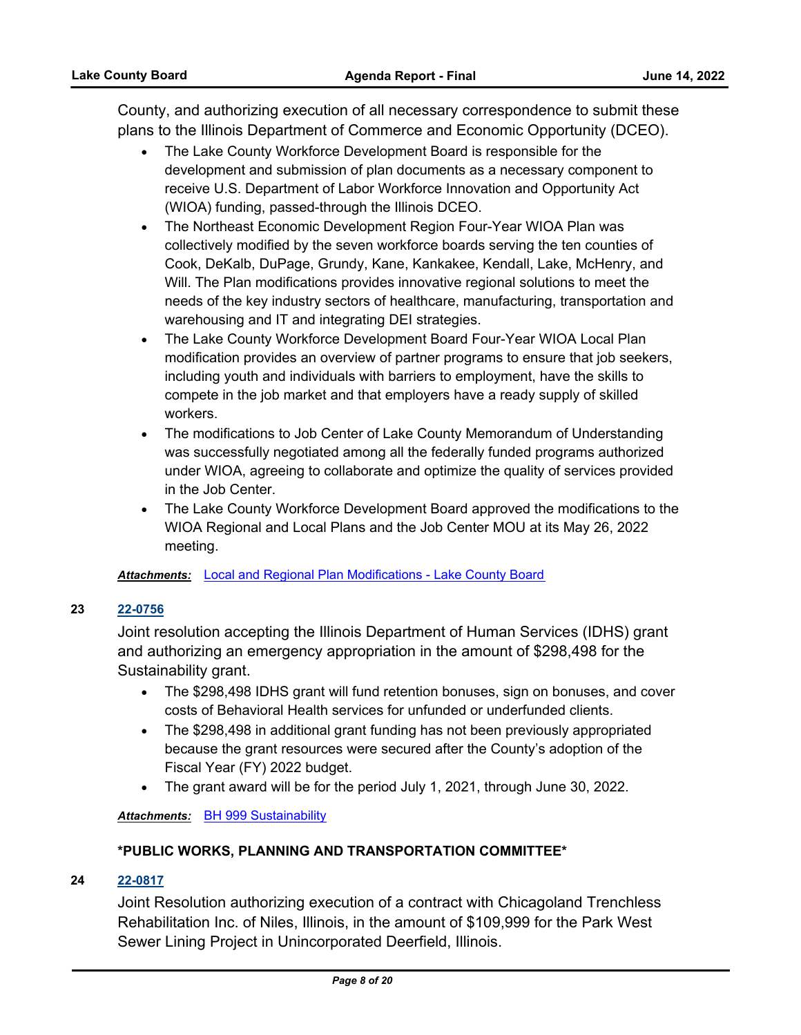County, and authorizing execution of all necessary correspondence to submit these plans to the Illinois Department of Commerce and Economic Opportunity (DCEO).

- The Lake County Workforce Development Board is responsible for the development and submission of plan documents as a necessary component to receive U.S. Department of Labor Workforce Innovation and Opportunity Act (WIOA) funding, passed-through the Illinois DCEO.
- The Northeast Economic Development Region Four-Year WIOA Plan was collectively modified by the seven workforce boards serving the ten counties of Cook, DeKalb, DuPage, Grundy, Kane, Kankakee, Kendall, Lake, McHenry, and Will. The Plan modifications provides innovative regional solutions to meet the needs of the key industry sectors of healthcare, manufacturing, transportation and warehousing and IT and integrating DEI strategies.
- The Lake County Workforce Development Board Four-Year WIOA Local Plan modification provides an overview of partner programs to ensure that job seekers, including youth and individuals with barriers to employment, have the skills to compete in the job market and that employers have a ready supply of skilled workers.
- The modifications to Job Center of Lake County Memorandum of Understanding was successfully negotiated among all the federally funded programs authorized under WIOA, agreeing to collaborate and optimize the quality of services provided in the Job Center.
- The Lake County Workforce Development Board approved the modifications to the WIOA Regional and Local Plans and the Job Center MOU at its May 26, 2022 meeting.

***Attachments:*** Local and Regional Plan Modifications - Lake County Board

**23** **22-0756**

Joint resolution accepting the Illinois Department of Human Services (IDHS) grant and authorizing an emergency appropriation in the amount of $298,498 for the Sustainability grant.

- The $298,498 IDHS grant will fund retention bonuses, sign on bonuses, and cover costs of Behavioral Health services for unfunded or underfunded clients.
- The $298,498 in additional grant funding has not been previously appropriated because the grant resources were secured after the County's adoption of the Fiscal Year (FY) 2022 budget.
- The grant award will be for the period July 1, 2021, through June 30, 2022.

***Attachments:*** BH 999 Sustainability

**\*PUBLIC WORKS, PLANNING AND TRANSPORTATION COMMITTEE\***

**24** **22-0817**

Joint Resolution authorizing execution of a contract with Chicagoland Trenchless Rehabilitation Inc. of Niles, Illinois, in the amount of $109,999 for the Park West Sewer Lining Project in Unincorporated Deerfield, Illinois.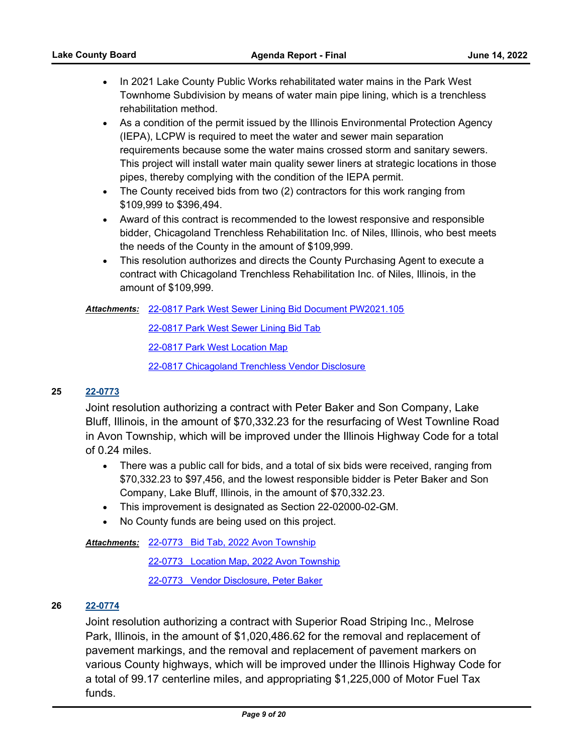- In 2021 Lake County Public Works rehabilitated water mains in the Park West Townhome Subdivision by means of water main pipe lining, which is a trenchless rehabilitation method.
- As a condition of the permit issued by the Illinois Environmental Protection Agency (IEPA), LCPW is required to meet the water and sewer main separation requirements because some the water mains crossed storm and sanitary sewers. This project will install water main quality sewer liners at strategic locations in those pipes, thereby complying with the condition of the IEPA permit.
- The County received bids from two (2) contractors for this work ranging from $109,999 to $396,494.
- Award of this contract is recommended to the lowest responsive and responsible bidder, Chicagoland Trenchless Rehabilitation Inc. of Niles, Illinois, who best meets the needs of the County in the amount of $109,999.
- This resolution authorizes and directs the County Purchasing Agent to execute a contract with Chicagoland Trenchless Rehabilitation Inc. of Niles, Illinois, in the amount of $109,999.

***Attachments:*** 22-0817 Park West Sewer Lining Bid Document PW2021.105

22-0817 Park West Sewer Lining Bid Tab

22-0817 Park West Location Map

22-0817 Chicagoland Trenchless Vendor Disclosure

**25** **22-0773**

Joint resolution authorizing a contract with Peter Baker and Son Company, Lake Bluff, Illinois, in the amount of $70,332.23 for the resurfacing of West Townline Road in Avon Township, which will be improved under the Illinois Highway Code for a total of 0.24 miles.

- There was a public call for bids, and a total of six bids were received, ranging from $70,332.23 to $97,456, and the lowest responsible bidder is Peter Baker and Son Company, Lake Bluff, Illinois, in the amount of $70,332.23.
- This improvement is designated as Section 22-02000-02-GM.
- No County funds are being used on this project.

***Attachments:*** 22-0773 Bid Tab, 2022 Avon Township

22-0773 Location Map, 2022 Avon Township

22-0773 Vendor Disclosure, Peter Baker

**26** **22-0774**

Joint resolution authorizing a contract with Superior Road Striping Inc., Melrose Park, Illinois, in the amount of $1,020,486.62 for the removal and replacement of pavement markings, and the removal and replacement of pavement markers on various County highways, which will be improved under the Illinois Highway Code for a total of 99.17 centerline miles, and appropriating $1,225,000 of Motor Fuel Tax funds.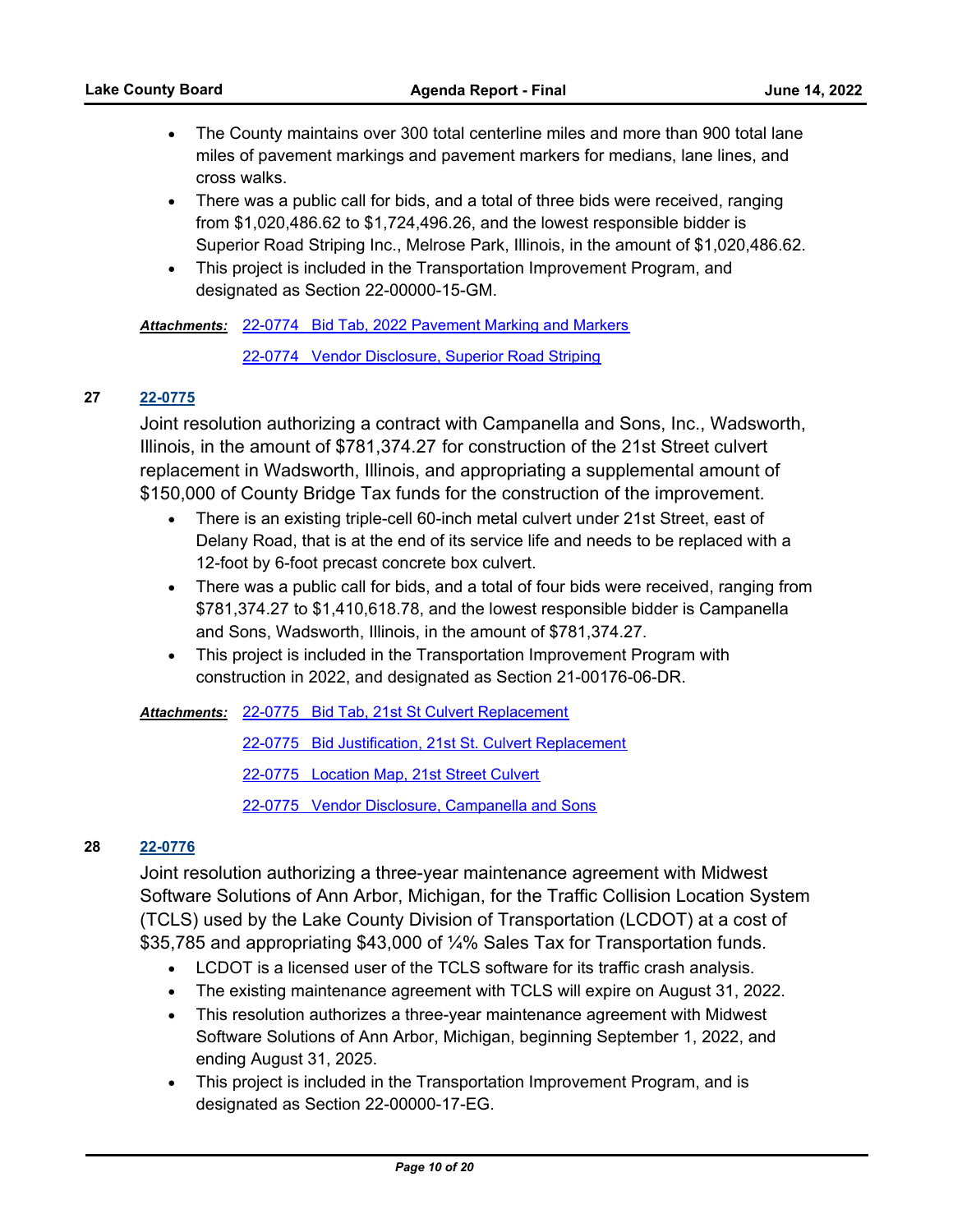- The County maintains over 300 total centerline miles and more than 900 total lane miles of pavement markings and pavement markers for medians, lane lines, and cross walks.
- There was a public call for bids, and a total of three bids were received, ranging from $1,020,486.62 to $1,724,496.26, and the lowest responsible bidder is Superior Road Striping Inc., Melrose Park, Illinois, in the amount of $1,020,486.62.
- This project is included in the Transportation Improvement Program, and designated as Section 22-00000-15-GM.

***Attachments:*** 22-0774 Bid Tab, 2022 Pavement Marking and Markers

22-0774 Vendor Disclosure, Superior Road Striping

**27** **22-0775**

Joint resolution authorizing a contract with Campanella and Sons, Inc., Wadsworth, Illinois, in the amount of $781,374.27 for construction of the 21st Street culvert replacement in Wadsworth, Illinois, and appropriating a supplemental amount of $150,000 of County Bridge Tax funds for the construction of the improvement.

- There is an existing triple-cell 60-inch metal culvert under 21st Street, east of Delany Road, that is at the end of its service life and needs to be replaced with a 12-foot by 6-foot precast concrete box culvert.
- There was a public call for bids, and a total of four bids were received, ranging from $781,374.27 to $1,410,618.78, and the lowest responsible bidder is Campanella and Sons, Wadsworth, Illinois, in the amount of $781,374.27.
- This project is included in the Transportation Improvement Program with construction in 2022, and designated as Section 21-00176-06-DR.

***Attachments:*** 22-0775 Bid Tab, 21st St Culvert Replacement

22-0775 Bid Justification, 21st St. Culvert Replacement

22-0775 Location Map, 21st Street Culvert

22-0775 Vendor Disclosure, Campanella and Sons

**28** **22-0776**

Joint resolution authorizing a three-year maintenance agreement with Midwest Software Solutions of Ann Arbor, Michigan, for the Traffic Collision Location System (TCLS) used by the Lake County Division of Transportation (LCDOT) at a cost of $35,785 and appropriating $43,000 of ¼% Sales Tax for Transportation funds.

- LCDOT is a licensed user of the TCLS software for its traffic crash analysis.
- The existing maintenance agreement with TCLS will expire on August 31, 2022.
- This resolution authorizes a three-year maintenance agreement with Midwest Software Solutions of Ann Arbor, Michigan, beginning September 1, 2022, and ending August 31, 2025.
- This project is included in the Transportation Improvement Program, and is designated as Section 22-00000-17-EG.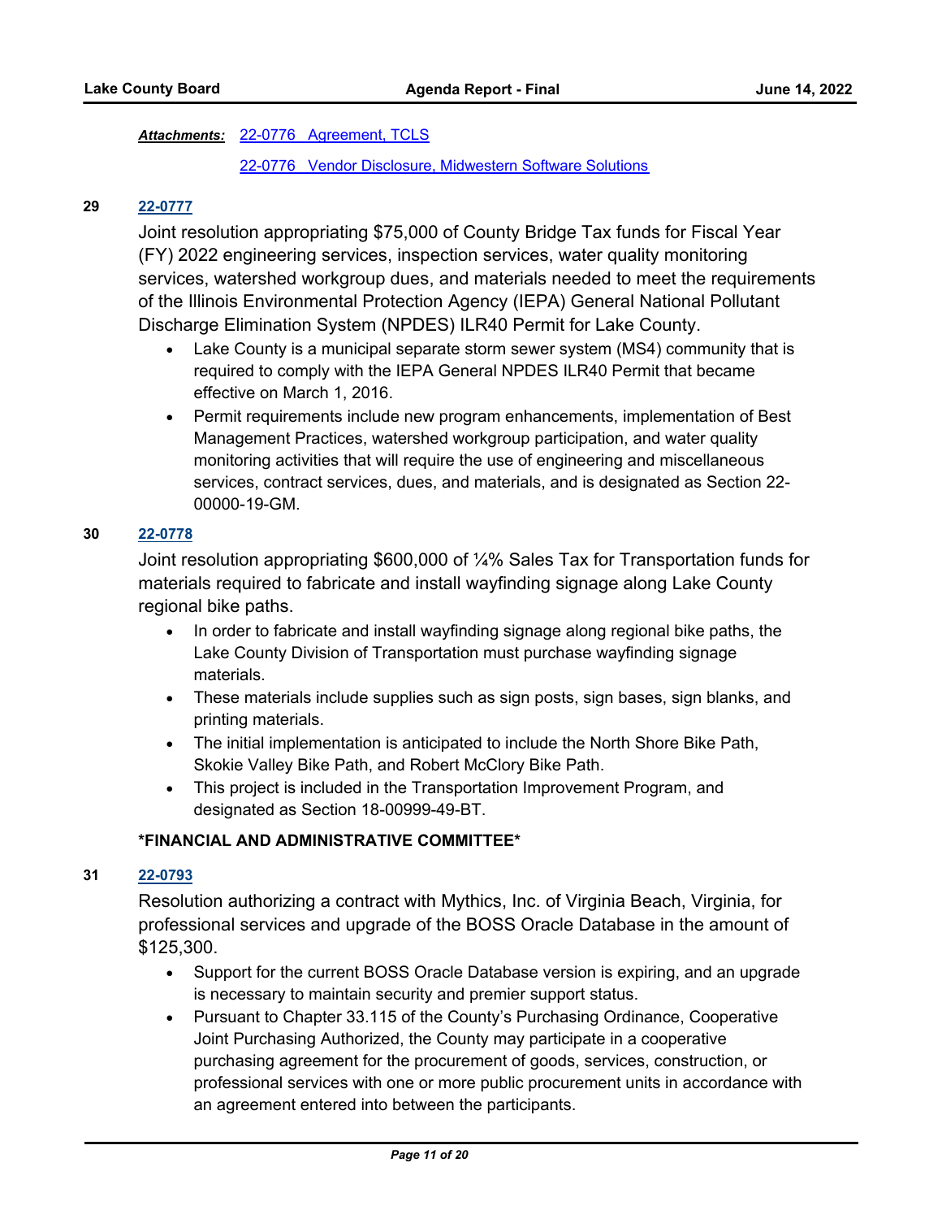***Attachments:*** 22-0776 Agreement, TCLS

22-0776 Vendor Disclosure, Midwestern Software Solutions

**29** **22-0777**

Joint resolution appropriating $75,000 of County Bridge Tax funds for Fiscal Year (FY) 2022 engineering services, inspection services, water quality monitoring services, watershed workgroup dues, and materials needed to meet the requirements of the Illinois Environmental Protection Agency (IEPA) General National Pollutant Discharge Elimination System (NPDES) ILR40 Permit for Lake County.

- Lake County is a municipal separate storm sewer system (MS4) community that is required to comply with the IEPA General NPDES ILR40 Permit that became effective on March 1, 2016.
- Permit requirements include new program enhancements, implementation of Best Management Practices, watershed workgroup participation, and water quality monitoring activities that will require the use of engineering and miscellaneous services, contract services, dues, and materials, and is designated as Section 22-00000-19-GM.

**30** **22-0778**

Joint resolution appropriating $600,000 of ¼% Sales Tax for Transportation funds for materials required to fabricate and install wayfinding signage along Lake County regional bike paths.

- In order to fabricate and install wayfinding signage along regional bike paths, the Lake County Division of Transportation must purchase wayfinding signage materials.
- These materials include supplies such as sign posts, sign bases, sign blanks, and printing materials.
- The initial implementation is anticipated to include the North Shore Bike Path, Skokie Valley Bike Path, and Robert McClory Bike Path.
- This project is included in the Transportation Improvement Program, and designated as Section 18-00999-49-BT.

**\*FINANCIAL AND ADMINISTRATIVE COMMITTEE\***

**31** **22-0793**

Resolution authorizing a contract with Mythics, Inc. of Virginia Beach, Virginia, for professional services and upgrade of the BOSS Oracle Database in the amount of $125,300.

- Support for the current BOSS Oracle Database version is expiring, and an upgrade is necessary to maintain security and premier support status.
- Pursuant to Chapter 33.115 of the County's Purchasing Ordinance, Cooperative Joint Purchasing Authorized, the County may participate in a cooperative purchasing agreement for the procurement of goods, services, construction, or professional services with one or more public procurement units in accordance with an agreement entered into between the participants.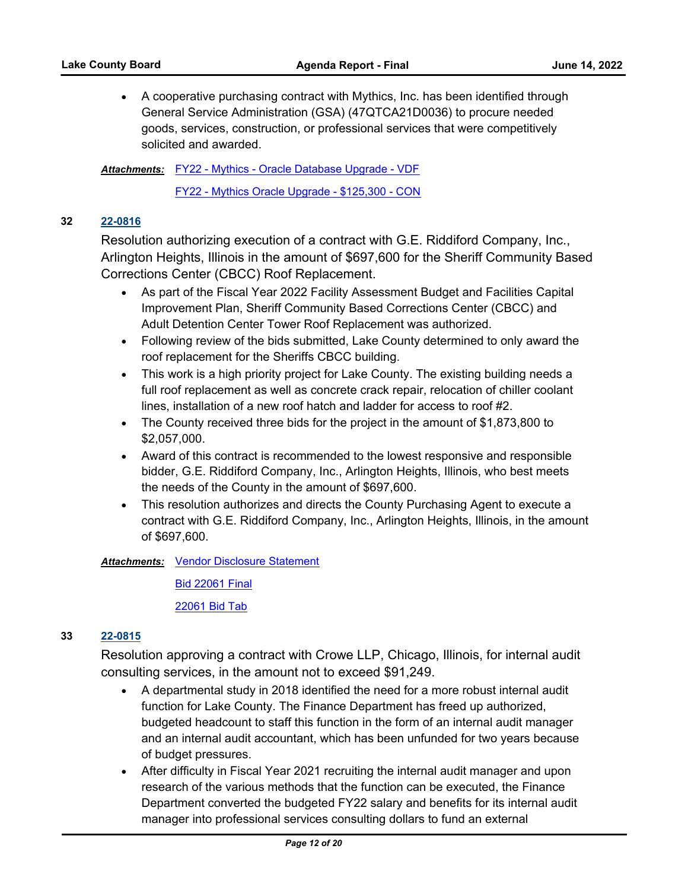- A cooperative purchasing contract with Mythics, Inc. has been identified through General Service Administration (GSA) (47QTCA21D0036) to procure needed goods, services, construction, or professional services that were competitively solicited and awarded.

***Attachments:*** FY22 - Mythics - Oracle Database Upgrade - VDF

FY22 - Mythics Oracle Upgrade - $125,300 - CON

**32** **22-0816**

Resolution authorizing execution of a contract with G.E. Riddiford Company, Inc., Arlington Heights, Illinois in the amount of $697,600 for the Sheriff Community Based Corrections Center (CBCC) Roof Replacement.

- As part of the Fiscal Year 2022 Facility Assessment Budget and Facilities Capital Improvement Plan, Sheriff Community Based Corrections Center (CBCC) and Adult Detention Center Tower Roof Replacement was authorized.
- Following review of the bids submitted, Lake County determined to only award the roof replacement for the Sheriffs CBCC building.
- This work is a high priority project for Lake County. The existing building needs a full roof replacement as well as concrete crack repair, relocation of chiller coolant lines, installation of a new roof hatch and ladder for access to roof #2.
- The County received three bids for the project in the amount of $1,873,800 to $2,057,000.
- Award of this contract is recommended to the lowest responsive and responsible bidder, G.E. Riddiford Company, Inc., Arlington Heights, Illinois, who best meets the needs of the County in the amount of $697,600.
- This resolution authorizes and directs the County Purchasing Agent to execute a contract with G.E. Riddiford Company, Inc., Arlington Heights, Illinois, in the amount of $697,600.

***Attachments:*** Vendor Disclosure Statement

Bid 22061 Final

22061 Bid Tab

**33** **22-0815**

Resolution approving a contract with Crowe LLP, Chicago, Illinois, for internal audit consulting services, in the amount not to exceed $91,249.

- A departmental study in 2018 identified the need for a more robust internal audit function for Lake County. The Finance Department has freed up authorized, budgeted headcount to staff this function in the form of an internal audit manager and an internal audit accountant, which has been unfunded for two years because of budget pressures.
- After difficulty in Fiscal Year 2021 recruiting the internal audit manager and upon research of the various methods that the function can be executed, the Finance Department converted the budgeted FY22 salary and benefits for its internal audit manager into professional services consulting dollars to fund an external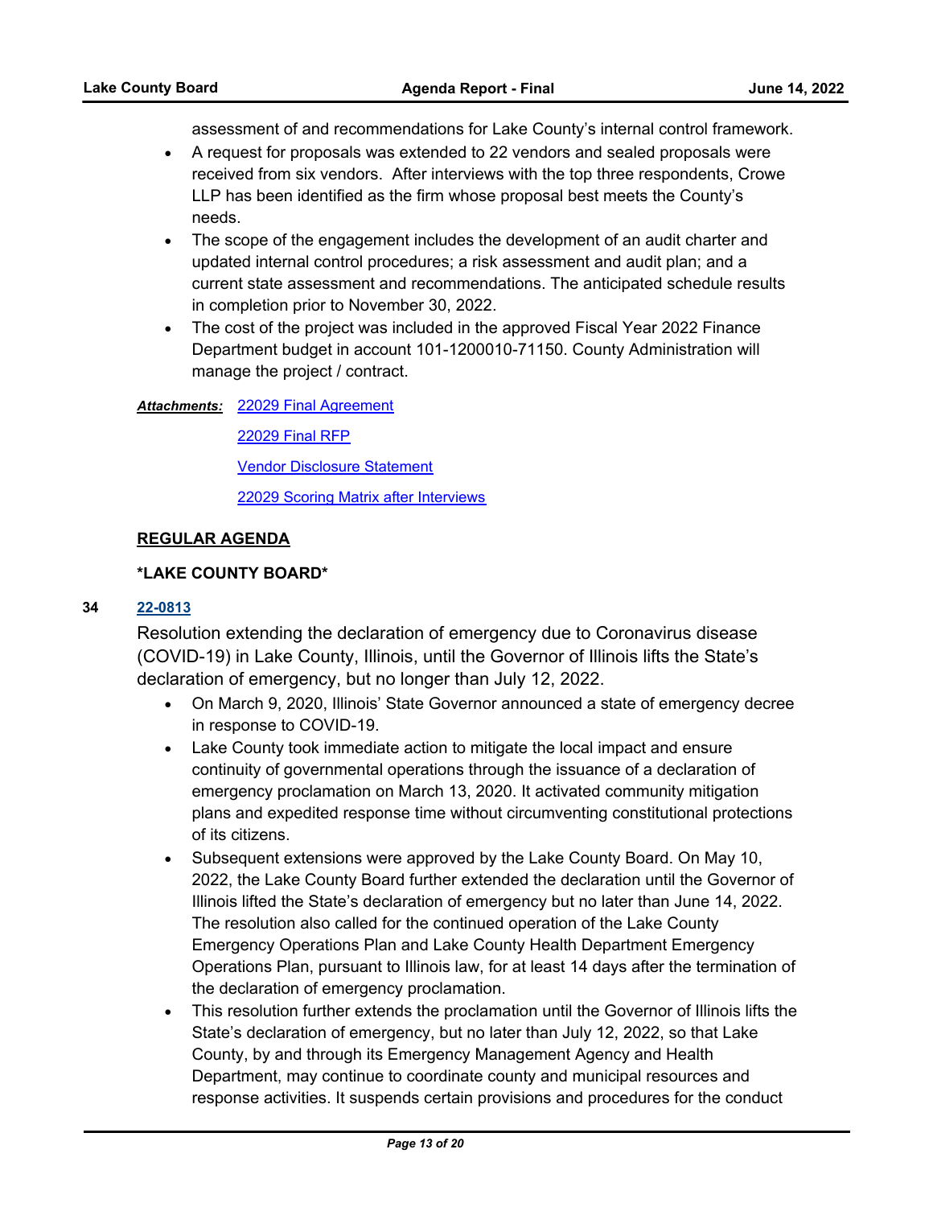assessment of and recommendations for Lake County's internal control framework.

- A request for proposals was extended to 22 vendors and sealed proposals were received from six vendors. After interviews with the top three respondents, Crowe LLP has been identified as the firm whose proposal best meets the County's needs.
- The scope of the engagement includes the development of an audit charter and updated internal control procedures; a risk assessment and audit plan; and a current state assessment and recommendations. The anticipated schedule results in completion prior to November 30, 2022.
- The cost of the project was included in the approved Fiscal Year 2022 Finance Department budget in account 101-1200010-71150. County Administration will manage the project / contract.

***Attachments:*** 22029 Final Agreement

22029 Final RFP

Vendor Disclosure Statement

22029 Scoring Matrix after Interviews

## REGULAR AGENDA

### *LAKE COUNTY BOARD*

**34** **22-0813**

Resolution extending the declaration of emergency due to Coronavirus disease (COVID-19) in Lake County, Illinois, until the Governor of Illinois lifts the State's declaration of emergency, but no longer than July 12, 2022.

- On March 9, 2020, Illinois' State Governor announced a state of emergency decree in response to COVID-19.
- Lake County took immediate action to mitigate the local impact and ensure continuity of governmental operations through the issuance of a declaration of emergency proclamation on March 13, 2020. It activated community mitigation plans and expedited response time without circumventing constitutional protections of its citizens.
- Subsequent extensions were approved by the Lake County Board. On May 10, 2022, the Lake County Board further extended the declaration until the Governor of Illinois lifted the State's declaration of emergency but no later than June 14, 2022. The resolution also called for the continued operation of the Lake County Emergency Operations Plan and Lake County Health Department Emergency Operations Plan, pursuant to Illinois law, for at least 14 days after the termination of the declaration of emergency proclamation.
- This resolution further extends the proclamation until the Governor of Illinois lifts the State's declaration of emergency, but no later than July 12, 2022, so that Lake County, by and through its Emergency Management Agency and Health Department, may continue to coordinate county and municipal resources and response activities. It suspends certain provisions and procedures for the conduct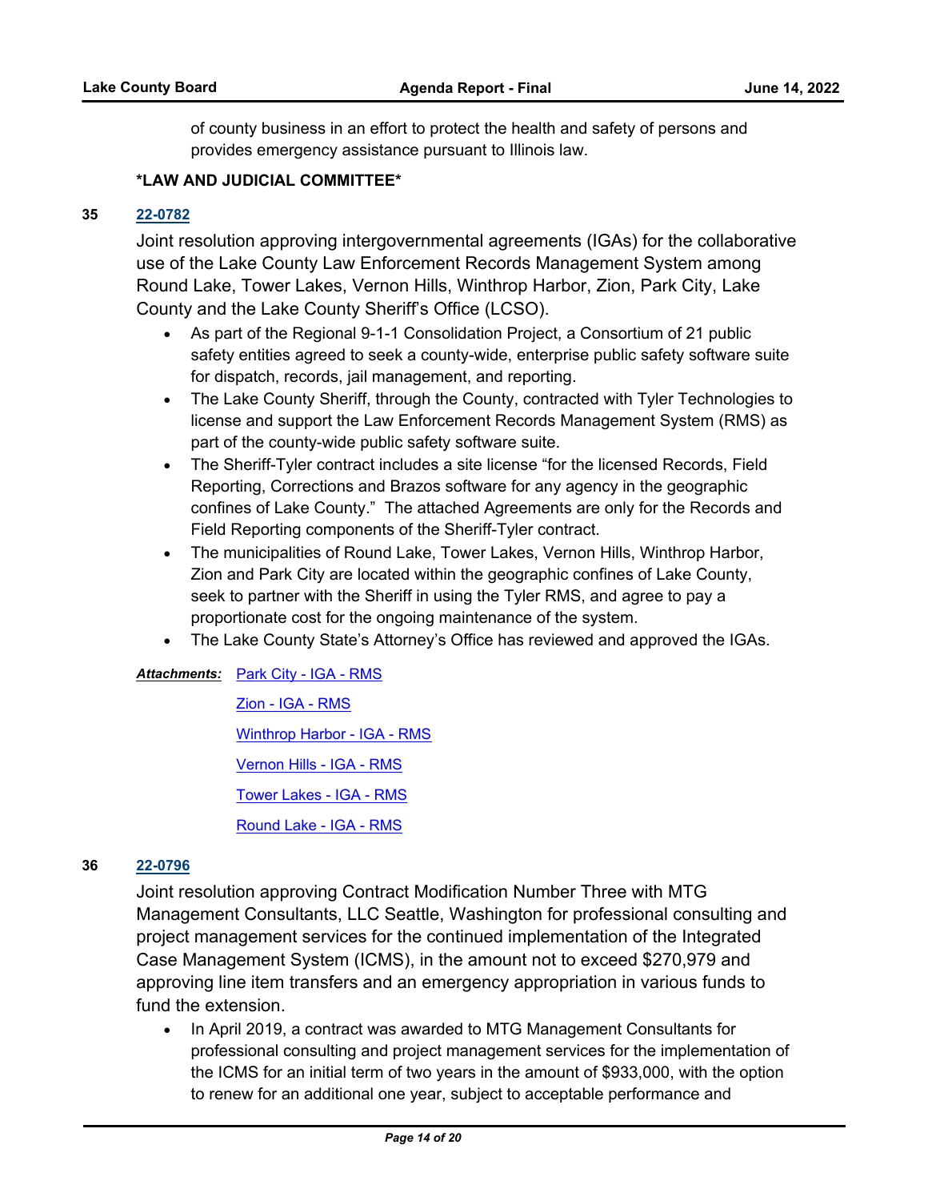of county business in an effort to protect the health and safety of persons and provides emergency assistance pursuant to Illinois law.

**\*LAW AND JUDICIAL COMMITTEE\***

**35** **22-0782**

Joint resolution approving intergovernmental agreements (IGAs) for the collaborative use of the Lake County Law Enforcement Records Management System among Round Lake, Tower Lakes, Vernon Hills, Winthrop Harbor, Zion, Park City, Lake County and the Lake County Sheriff's Office (LCSO).

- As part of the Regional 9-1-1 Consolidation Project, a Consortium of 21 public safety entities agreed to seek a county-wide, enterprise public safety software suite for dispatch, records, jail management, and reporting.
- The Lake County Sheriff, through the County, contracted with Tyler Technologies to license and support the Law Enforcement Records Management System (RMS) as part of the county-wide public safety software suite.
- The Sheriff-Tyler contract includes a site license "for the licensed Records, Field Reporting, Corrections and Brazos software for any agency in the geographic confines of Lake County." The attached Agreements are only for the Records and Field Reporting components of the Sheriff-Tyler contract.
- The municipalities of Round Lake, Tower Lakes, Vernon Hills, Winthrop Harbor, Zion and Park City are located within the geographic confines of Lake County, seek to partner with the Sheriff in using the Tyler RMS, and agree to pay a proportionate cost for the ongoing maintenance of the system.
- The Lake County State's Attorney's Office has reviewed and approved the IGAs.

***Attachments:*** Park City - IGA - RMS
Zion - IGA - RMS
Winthrop Harbor - IGA - RMS
Vernon Hills - IGA - RMS
Tower Lakes - IGA - RMS
Round Lake - IGA - RMS

**36** **22-0796**

Joint resolution approving Contract Modification Number Three with MTG Management Consultants, LLC Seattle, Washington for professional consulting and project management services for the continued implementation of the Integrated Case Management System (ICMS), in the amount not to exceed $270,979 and approving line item transfers and an emergency appropriation in various funds to fund the extension.

- In April 2019, a contract was awarded to MTG Management Consultants for professional consulting and project management services for the implementation of the ICMS for an initial term of two years in the amount of $933,000, with the option to renew for an additional one year, subject to acceptable performance and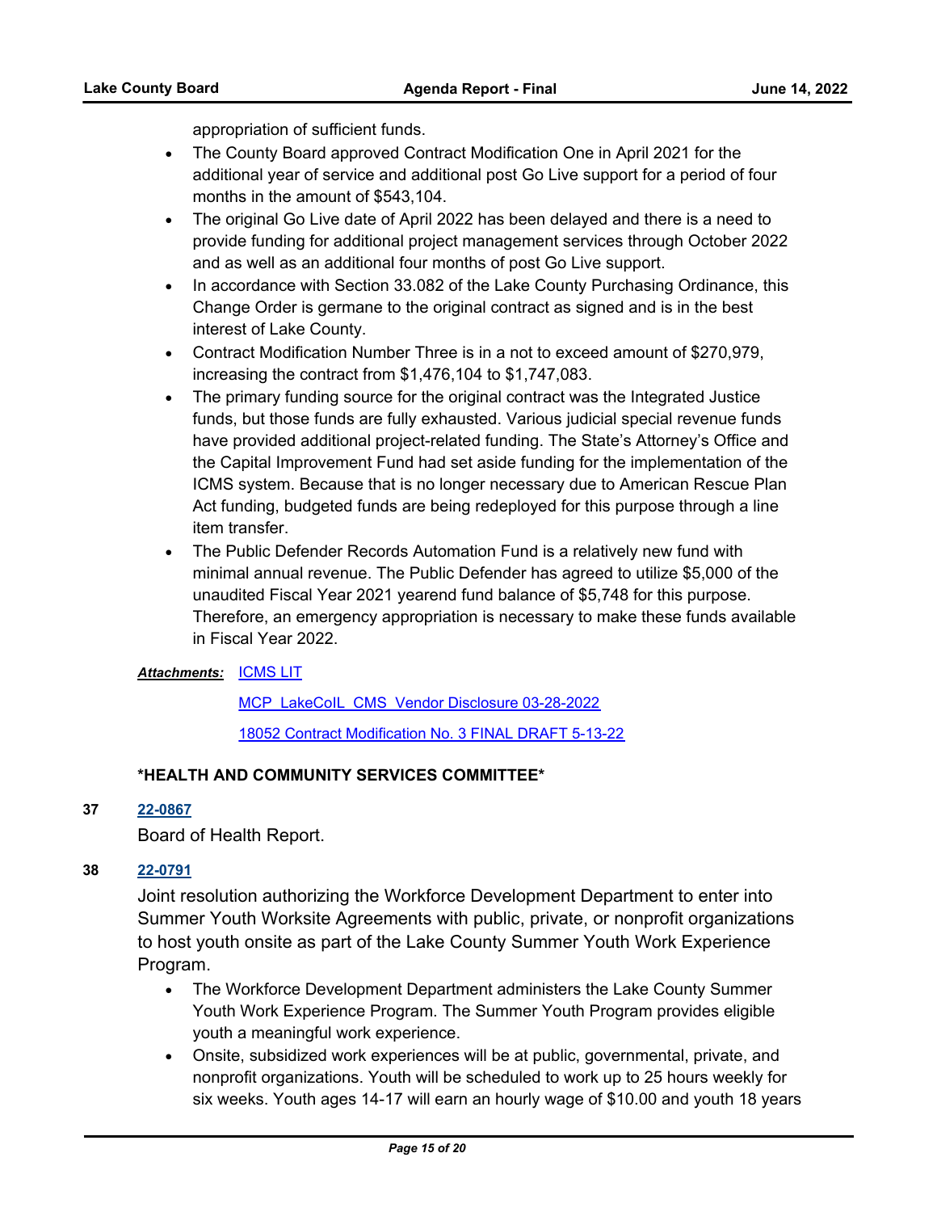appropriation of sufficient funds.

- The County Board approved Contract Modification One in April 2021 for the additional year of service and additional post Go Live support for a period of four months in the amount of $543,104.
- The original Go Live date of April 2022 has been delayed and there is a need to provide funding for additional project management services through October 2022 and as well as an additional four months of post Go Live support.
- In accordance with Section 33.082 of the Lake County Purchasing Ordinance, this Change Order is germane to the original contract as signed and is in the best interest of Lake County.
- Contract Modification Number Three is in a not to exceed amount of $270,979, increasing the contract from $1,476,104 to $1,747,083.
- The primary funding source for the original contract was the Integrated Justice funds, but those funds are fully exhausted. Various judicial special revenue funds have provided additional project-related funding. The State's Attorney's Office and the Capital Improvement Fund had set aside funding for the implementation of the ICMS system. Because that is no longer necessary due to American Rescue Plan Act funding, budgeted funds are being redeployed for this purpose through a line item transfer.
- The Public Defender Records Automation Fund is a relatively new fund with minimal annual revenue. The Public Defender has agreed to utilize $5,000 of the unaudited Fiscal Year 2021 yearend fund balance of $5,748 for this purpose. Therefore, an emergency appropriation is necessary to make these funds available in Fiscal Year 2022.

***Attachments:*** ICMS LIT

MCP_LakeCoIL_CMS_Vendor Disclosure 03-28-2022

18052 Contract Modification No. 3 FINAL DRAFT 5-13-22

### *HEALTH AND COMMUNITY SERVICES COMMITTEE*

**37** **22-0867**

Board of Health Report.

**38** **22-0791**

Joint resolution authorizing the Workforce Development Department to enter into Summer Youth Worksite Agreements with public, private, or nonprofit organizations to host youth onsite as part of the Lake County Summer Youth Work Experience Program.

- The Workforce Development Department administers the Lake County Summer Youth Work Experience Program. The Summer Youth Program provides eligible youth a meaningful work experience.
- Onsite, subsidized work experiences will be at public, governmental, private, and nonprofit organizations. Youth will be scheduled to work up to 25 hours weekly for six weeks. Youth ages 14-17 will earn an hourly wage of $10.00 and youth 18 years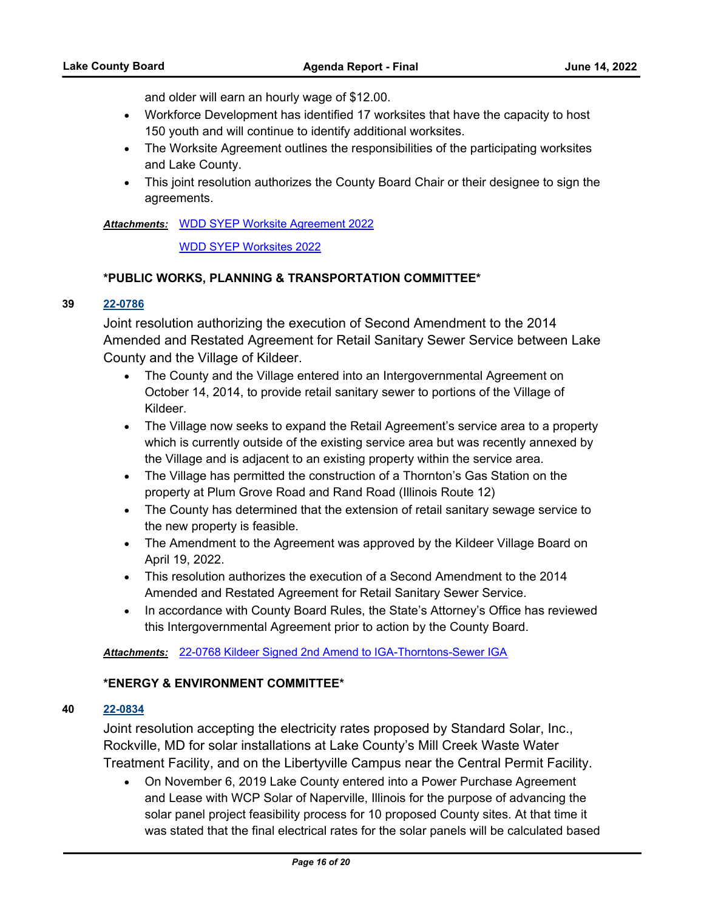and older will earn an hourly wage of $12.00.

- Workforce Development has identified 17 worksites that have the capacity to host 150 youth and will continue to identify additional worksites.
- The Worksite Agreement outlines the responsibilities of the participating worksites and Lake County.
- This joint resolution authorizes the County Board Chair or their designee to sign the agreements.

***Attachments:*** WDD SYEP Worksite Agreement 2022

WDD SYEP Worksites 2022

**\*PUBLIC WORKS, PLANNING & TRANSPORTATION COMMITTEE\***

**39** **22-0786**

Joint resolution authorizing the execution of Second Amendment to the 2014 Amended and Restated Agreement for Retail Sanitary Sewer Service between Lake County and the Village of Kildeer.

- The County and the Village entered into an Intergovernmental Agreement on October 14, 2014, to provide retail sanitary sewer to portions of the Village of Kildeer.
- The Village now seeks to expand the Retail Agreement's service area to a property which is currently outside of the existing service area but was recently annexed by the Village and is adjacent to an existing property within the service area.
- The Village has permitted the construction of a Thornton's Gas Station on the property at Plum Grove Road and Rand Road (Illinois Route 12)
- The County has determined that the extension of retail sanitary sewage service to the new property is feasible.
- The Amendment to the Agreement was approved by the Kildeer Village Board on April 19, 2022.
- This resolution authorizes the execution of a Second Amendment to the 2014 Amended and Restated Agreement for Retail Sanitary Sewer Service.
- In accordance with County Board Rules, the State's Attorney's Office has reviewed this Intergovernmental Agreement prior to action by the County Board.

***Attachments:*** 22-0768 Kildeer Signed 2nd Amend to IGA-Thorntons-Sewer IGA

**\*ENERGY & ENVIRONMENT COMMITTEE\***

**40** **22-0834**

Joint resolution accepting the electricity rates proposed by Standard Solar, Inc., Rockville, MD for solar installations at Lake County's Mill Creek Waste Water Treatment Facility, and on the Libertyville Campus near the Central Permit Facility.

- On November 6, 2019 Lake County entered into a Power Purchase Agreement and Lease with WCP Solar of Naperville, Illinois for the purpose of advancing the solar panel project feasibility process for 10 proposed County sites. At that time it was stated that the final electrical rates for the solar panels will be calculated based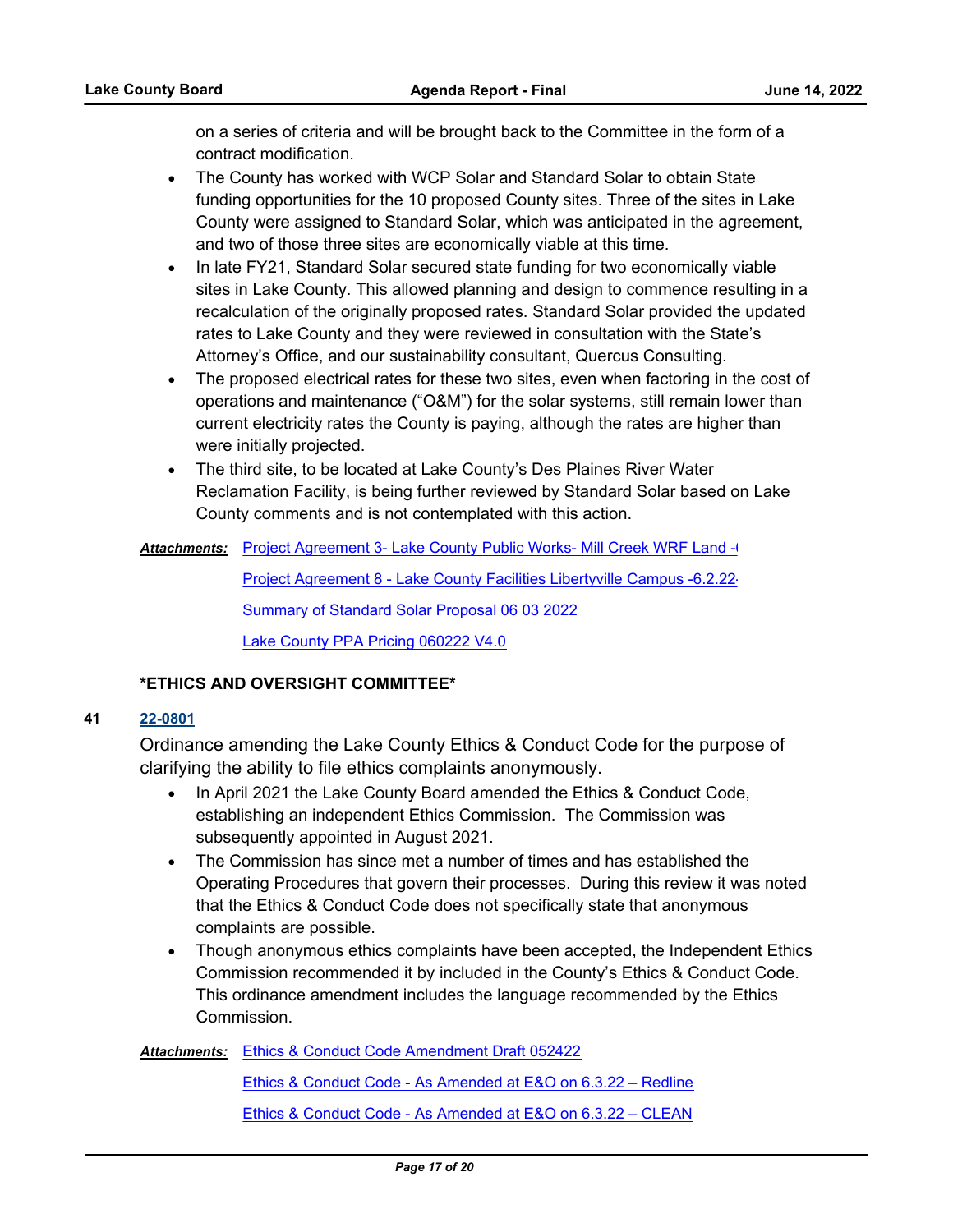on a series of criteria and will be brought back to the Committee in the form of a contract modification.

- The County has worked with WCP Solar and Standard Solar to obtain State funding opportunities for the 10 proposed County sites. Three of the sites in Lake County were assigned to Standard Solar, which was anticipated in the agreement, and two of those three sites are economically viable at this time.
- In late FY21, Standard Solar secured state funding for two economically viable sites in Lake County. This allowed planning and design to commence resulting in a recalculation of the originally proposed rates. Standard Solar provided the updated rates to Lake County and they were reviewed in consultation with the State's Attorney's Office, and our sustainability consultant, Quercus Consulting.
- The proposed electrical rates for these two sites, even when factoring in the cost of operations and maintenance ("O&M") for the solar systems, still remain lower than current electricity rates the County is paying, although the rates are higher than were initially projected.
- The third site, to be located at Lake County's Des Plaines River Water Reclamation Facility, is being further reviewed by Standard Solar based on Lake County comments and is not contemplated with this action.

***Attachments:*** Project Agreement 3- Lake County Public Works- Mill Creek WRF Land -(
Project Agreement 8 - Lake County Facilities Libertyville Campus -6.2.22-
Summary of Standard Solar Proposal 06 03 2022
Lake County PPA Pricing 060222 V4.0

**\*ETHICS AND OVERSIGHT COMMITTEE\***

**41** **22-0801**

Ordinance amending the Lake County Ethics & Conduct Code for the purpose of clarifying the ability to file ethics complaints anonymously.

- In April 2021 the Lake County Board amended the Ethics & Conduct Code, establishing an independent Ethics Commission. The Commission was subsequently appointed in August 2021.
- The Commission has since met a number of times and has established the Operating Procedures that govern their processes. During this review it was noted that the Ethics & Conduct Code does not specifically state that anonymous complaints are possible.
- Though anonymous ethics complaints have been accepted, the Independent Ethics Commission recommended it by included in the County's Ethics & Conduct Code. This ordinance amendment includes the language recommended by the Ethics Commission.

***Attachments:*** Ethics & Conduct Code Amendment Draft 052422
Ethics & Conduct Code - As Amended at E&O on 6.3.22 – Redline
Ethics & Conduct Code - As Amended at E&O on 6.3.22 – CLEAN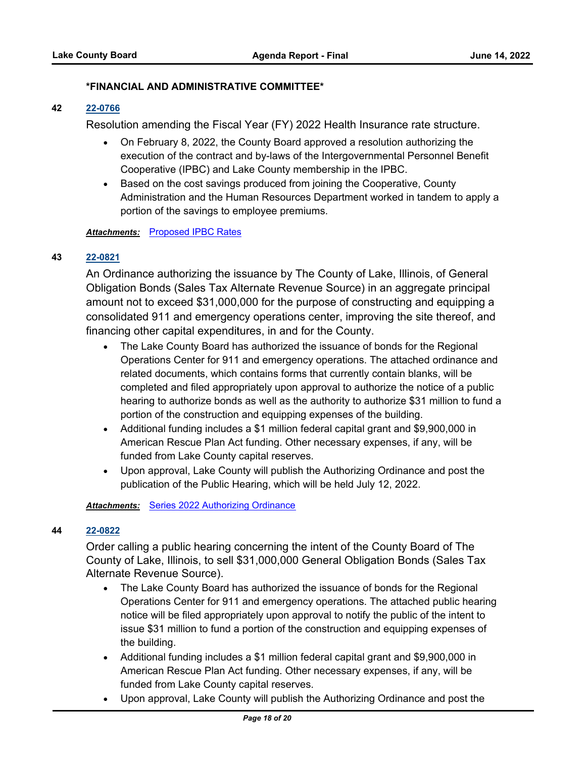**\*FINANCIAL AND ADMINISTRATIVE COMMITTEE\***

**42** [22-0766]

Resolution amending the Fiscal Year (FY) 2022 Health Insurance rate structure.

- On February 8, 2022, the County Board approved a resolution authorizing the execution of the contract and by-laws of the Intergovernmental Personnel Benefit Cooperative (IPBC) and Lake County membership in the IPBC.
- Based on the cost savings produced from joining the Cooperative, County Administration and the Human Resources Department worked in tandem to apply a portion of the savings to employee premiums.

***Attachments:*** Proposed IPBC Rates

**43** [22-0821]

An Ordinance authorizing the issuance by The County of Lake, Illinois, of General Obligation Bonds (Sales Tax Alternate Revenue Source) in an aggregate principal amount not to exceed $31,000,000 for the purpose of constructing and equipping a consolidated 911 and emergency operations center, improving the site thereof, and financing other capital expenditures, in and for the County.

- The Lake County Board has authorized the issuance of bonds for the Regional Operations Center for 911 and emergency operations. The attached ordinance and related documents, which contains forms that currently contain blanks, will be completed and filed appropriately upon approval to authorize the notice of a public hearing to authorize bonds as well as the authority to authorize $31 million to fund a portion of the construction and equipping expenses of the building.
- Additional funding includes a $1 million federal capital grant and $9,900,000 in American Rescue Plan Act funding. Other necessary expenses, if any, will be funded from Lake County capital reserves.
- Upon approval, Lake County will publish the Authorizing Ordinance and post the publication of the Public Hearing, which will be held July 12, 2022.

***Attachments:*** Series 2022 Authorizing Ordinance

**44** [22-0822]

Order calling a public hearing concerning the intent of the County Board of The County of Lake, Illinois, to sell $31,000,000 General Obligation Bonds (Sales Tax Alternate Revenue Source).

- The Lake County Board has authorized the issuance of bonds for the Regional Operations Center for 911 and emergency operations. The attached public hearing notice will be filed appropriately upon approval to notify the public of the intent to issue $31 million to fund a portion of the construction and equipping expenses of the building.
- Additional funding includes a $1 million federal capital grant and $9,900,000 in American Rescue Plan Act funding. Other necessary expenses, if any, will be funded from Lake County capital reserves.
- Upon approval, Lake County will publish the Authorizing Ordinance and post the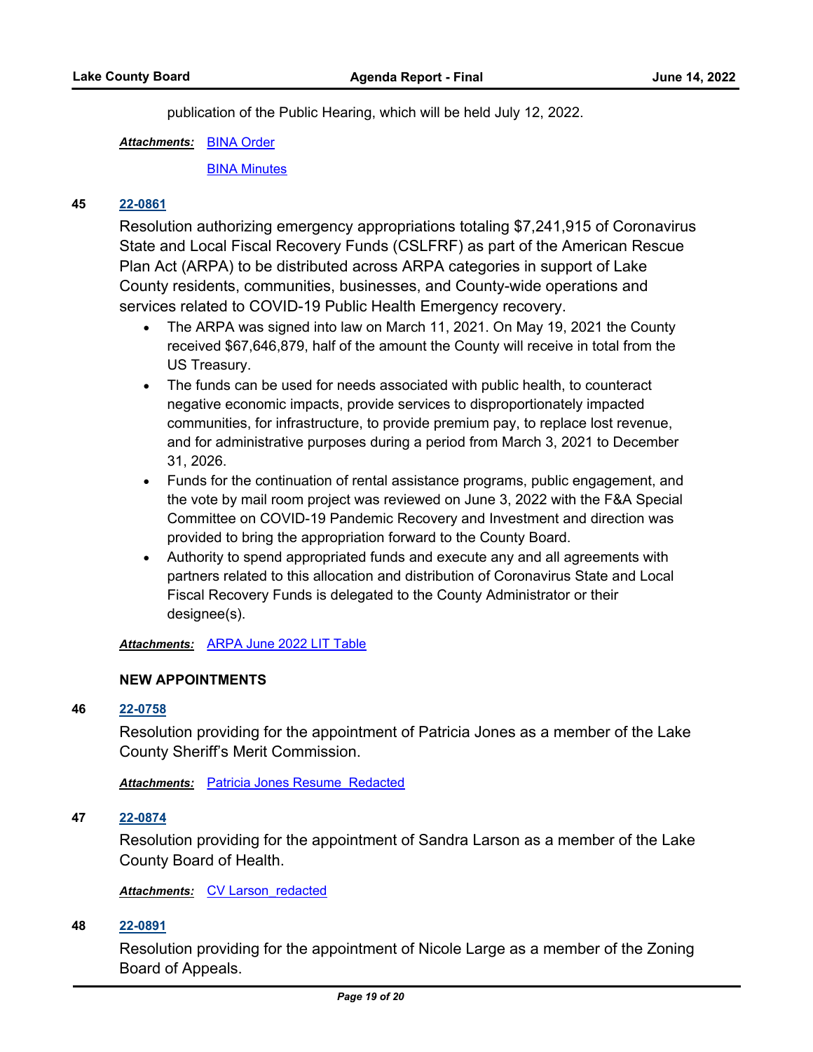publication of the Public Hearing, which will be held July 12, 2022.

***Attachments:*** BINA Order

BINA Minutes

**45** **22-0861**

Resolution authorizing emergency appropriations totaling $7,241,915 of Coronavirus State and Local Fiscal Recovery Funds (CSLFRF) as part of the American Rescue Plan Act (ARPA) to be distributed across ARPA categories in support of Lake County residents, communities, businesses, and County-wide operations and services related to COVID-19 Public Health Emergency recovery.

- The ARPA was signed into law on March 11, 2021. On May 19, 2021 the County received $67,646,879, half of the amount the County will receive in total from the US Treasury.
- The funds can be used for needs associated with public health, to counteract negative economic impacts, provide services to disproportionately impacted communities, for infrastructure, to provide premium pay, to replace lost revenue, and for administrative purposes during a period from March 3, 2021 to December 31, 2026.
- Funds for the continuation of rental assistance programs, public engagement, and the vote by mail room project was reviewed on June 3, 2022 with the F&A Special Committee on COVID-19 Pandemic Recovery and Investment and direction was provided to bring the appropriation forward to the County Board.
- Authority to spend appropriated funds and execute any and all agreements with partners related to this allocation and distribution of Coronavirus State and Local Fiscal Recovery Funds is delegated to the County Administrator or their designee(s).

***Attachments:*** ARPA June 2022 LIT Table

**NEW APPOINTMENTS**

**46** **22-0758**

Resolution providing for the appointment of Patricia Jones as a member of the Lake County Sheriff's Merit Commission.

***Attachments:*** Patricia Jones Resume_Redacted

**47** **22-0874**

Resolution providing for the appointment of Sandra Larson as a member of the Lake County Board of Health.

***Attachments:*** CV Larson_redacted

**48** **22-0891**

Resolution providing for the appointment of Nicole Large as a member of the Zoning Board of Appeals.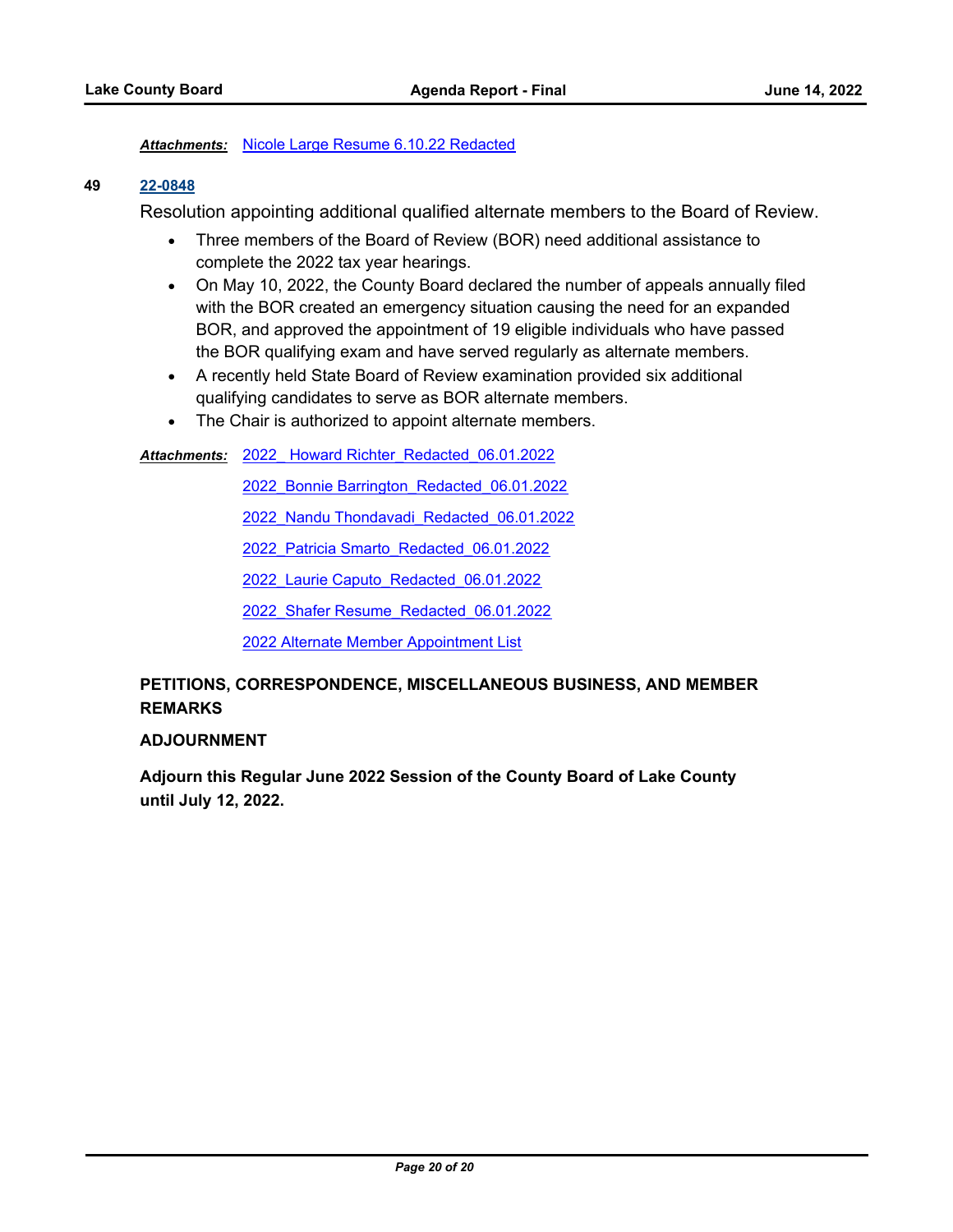***Attachments:*** Nicole Large Resume 6.10.22 Redacted

**49** **22-0848**

Resolution appointing additional qualified alternate members to the Board of Review.

- Three members of the Board of Review (BOR) need additional assistance to complete the 2022 tax year hearings.
- On May 10, 2022, the County Board declared the number of appeals annually filed with the BOR created an emergency situation causing the need for an expanded BOR, and approved the appointment of 19 eligible individuals who have passed the BOR qualifying exam and have served regularly as alternate members.
- A recently held State Board of Review examination provided six additional qualifying candidates to serve as BOR alternate members.
- The Chair is authorized to appoint alternate members.

***Attachments:*** 2022_ Howard Richter_Redacted_06.01.2022

2022_Bonnie Barrington_Redacted_06.01.2022

2022_Nandu Thondavadi_Redacted_06.01.2022

2022_Patricia Smarto_Redacted_06.01.2022

2022_Laurie Caputo_Redacted_06.01.2022

2022_Shafer Resume_Redacted_06.01.2022

2022 Alternate Member Appointment List

**PETITIONS, CORRESPONDENCE, MISCELLANEOUS BUSINESS, AND MEMBER REMARKS**

**ADJOURNMENT**

**Adjourn this Regular June 2022 Session of the County Board of Lake County until July 12, 2022.**